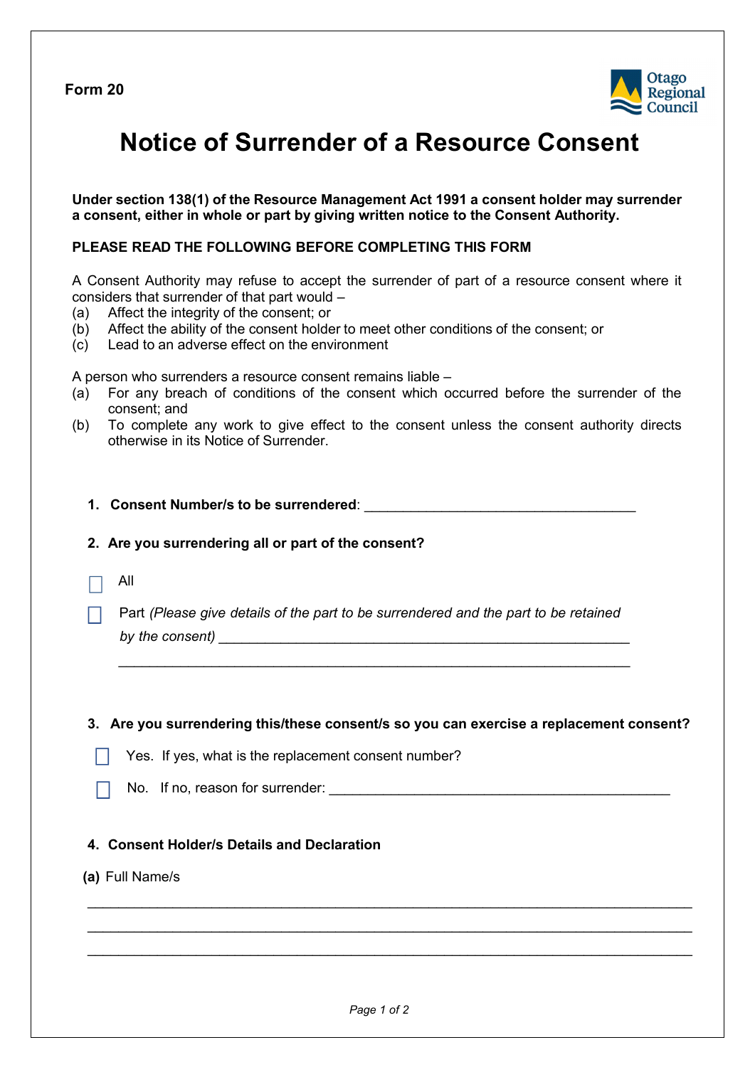Form 20

Otago Regional Council

# Notice of Surrender of a Resource Consent

**Under section 138(1) of the Resource Management Act 1991 a consent holder may surrender a consent, either in whole or part by giving written notice to the Consent Authority.**

**PLEASE READ THE FOLLOWING BEFORE COMPLETING THIS FORM**

A Consent Authority may refuse to accept the surrender of part of a resource consent where it considers that surrender of that part would –

(a) Affect the integrity of the consent; or
(b) Affect the ability of the consent holder to meet other conditions of the consent; or
(c) Lead to an adverse effect on the environment

A person who surrenders a resource consent remains liable –

(a) For any breach of conditions of the consent which occurred before the surrender of the consent; and
(b) To complete any work to give effect to the consent unless the consent authority directs otherwise in its Notice of Surrender.

1. **Consent Number/s to be surrendered**: ___________________________________

2. **Are you surrendering all or part of the consent?**

☐ All

☐ Part *(Please give details of the part to be surrendered and the part to be retained by the consent)* _____________________________________________________

_________________________________________________________________

3. **Are you surrendering this/these consent/s so you can exercise a replacement consent?**

☐ Yes. If yes, what is the replacement consent number?

☐ No. If no, reason for surrender: _____________________________________________

4. **Consent Holder/s Details and Declaration**

**(a)** Full Name/s

_________________________________________________________________________

_________________________________________________________________________

_________________________________________________________________________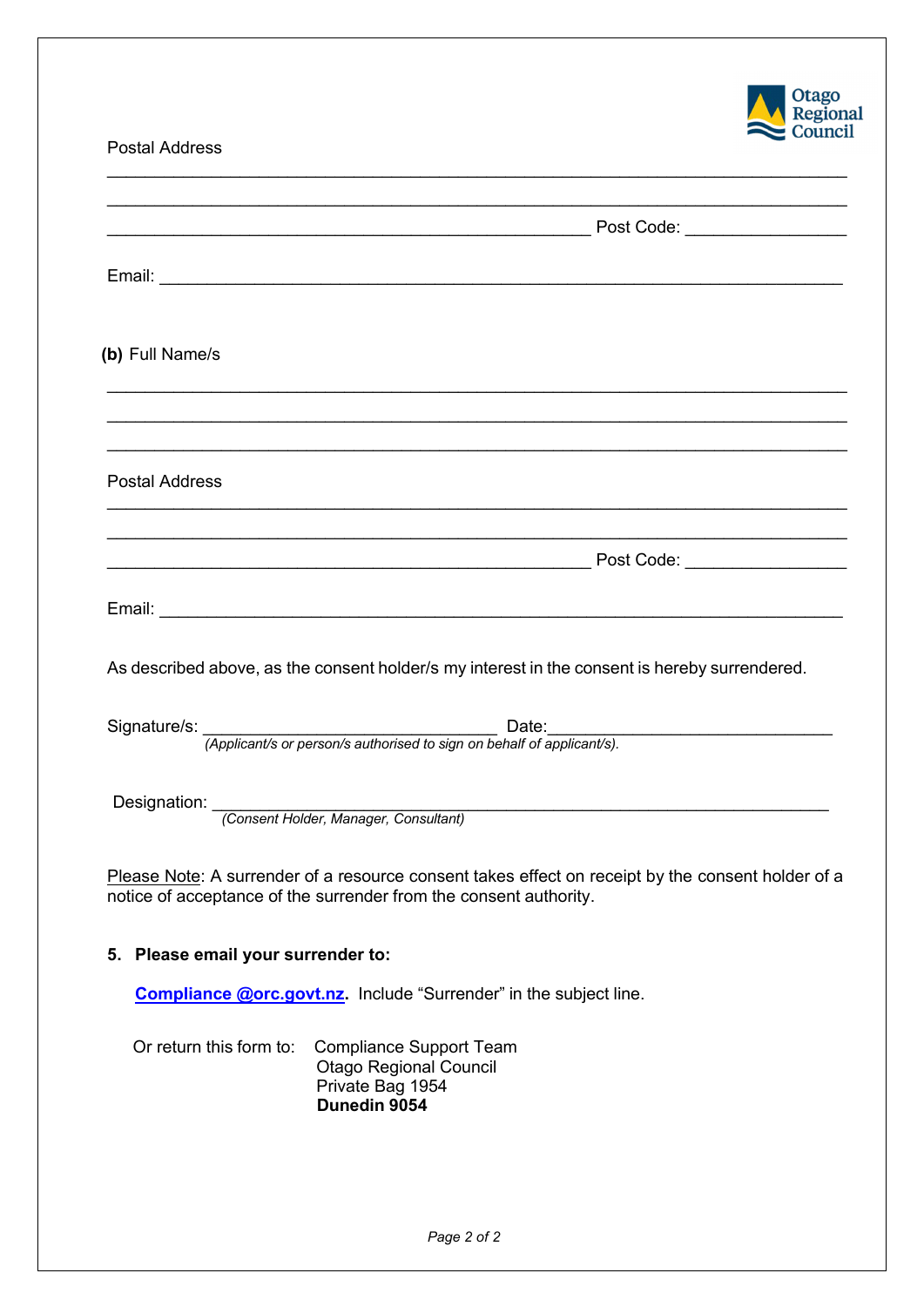Postal Address

\_\_\_\_\_\_\_\_\_\_\_\_\_\_\_\_\_\_\_\_\_\_\_\_\_\_\_\_\_\_\_\_\_\_\_\_\_\_\_\_\_\_\_\_\_\_\_\_\_\_\_\_\_\_\_\_\_\_\_\_\_\_\_\_\_\_\_\_

\_\_\_\_\_\_\_\_\_\_\_\_\_\_\_\_\_\_\_\_\_\_\_\_\_\_\_\_\_\_\_\_\_\_\_\_\_\_\_\_\_\_\_\_\_\_\_\_\_\_\_\_\_\_\_\_\_\_\_\_\_\_\_\_\_\_\_\_

\_\_\_\_\_\_\_\_\_\_\_\_\_\_\_\_\_\_\_\_\_\_\_\_\_\_\_\_\_\_\_\_\_\_\_\_\_\_\_\_\_\_\_\_\_ Post Code: \_\_\_\_\_\_\_\_\_\_\_\_\_\_\_

Email: \_\_\_\_\_\_\_\_\_\_\_\_\_\_\_\_\_\_\_\_\_\_\_\_\_\_\_\_\_\_\_\_\_\_\_\_\_\_\_\_\_\_\_\_\_\_\_\_\_\_\_\_\_\_\_\_\_\_\_\_\_\_\_\_

**(b)** Full Name/s

\_\_\_\_\_\_\_\_\_\_\_\_\_\_\_\_\_\_\_\_\_\_\_\_\_\_\_\_\_\_\_\_\_\_\_\_\_\_\_\_\_\_\_\_\_\_\_\_\_\_\_\_\_\_\_\_\_\_\_\_\_\_\_\_\_\_\_\_

\_\_\_\_\_\_\_\_\_\_\_\_\_\_\_\_\_\_\_\_\_\_\_\_\_\_\_\_\_\_\_\_\_\_\_\_\_\_\_\_\_\_\_\_\_\_\_\_\_\_\_\_\_\_\_\_\_\_\_\_\_\_\_\_\_\_\_\_

\_\_\_\_\_\_\_\_\_\_\_\_\_\_\_\_\_\_\_\_\_\_\_\_\_\_\_\_\_\_\_\_\_\_\_\_\_\_\_\_\_\_\_\_\_\_\_\_\_\_\_\_\_\_\_\_\_\_\_\_\_\_\_\_\_\_\_\_

Postal Address

\_\_\_\_\_\_\_\_\_\_\_\_\_\_\_\_\_\_\_\_\_\_\_\_\_\_\_\_\_\_\_\_\_\_\_\_\_\_\_\_\_\_\_\_\_\_\_\_\_\_\_\_\_\_\_\_\_\_\_\_\_\_\_\_\_\_\_\_

\_\_\_\_\_\_\_\_\_\_\_\_\_\_\_\_\_\_\_\_\_\_\_\_\_\_\_\_\_\_\_\_\_\_\_\_\_\_\_\_\_\_\_\_\_\_\_\_\_\_\_\_\_\_\_\_\_\_\_\_\_\_\_\_\_\_\_\_

\_\_\_\_\_\_\_\_\_\_\_\_\_\_\_\_\_\_\_\_\_\_\_\_\_\_\_\_\_\_\_\_\_\_\_\_\_\_\_\_\_\_\_\_\_ Post Code: \_\_\_\_\_\_\_\_\_\_\_\_\_\_\_

Email: \_\_\_\_\_\_\_\_\_\_\_\_\_\_\_\_\_\_\_\_\_\_\_\_\_\_\_\_\_\_\_\_\_\_\_\_\_\_\_\_\_\_\_\_\_\_\_\_\_\_\_\_\_\_\_\_\_\_\_\_\_\_\_\_

As described above, as the consent holder/s my interest in the consent is hereby surrendered.

Signature/s: \_\_\_\_\_\_\_\_\_\_\_\_\_\_\_\_\_\_\_\_\_\_\_\_\_\_\_\_ Date:\_\_\_\_\_\_\_\_\_\_\_\_\_\_\_\_\_\_\_\_\_\_\_\_\_\_\_\_
*(Applicant/s or person/s authorised to sign on behalf of applicant/s).*

Designation: \_\_\_\_\_\_\_\_\_\_\_\_\_\_\_\_\_\_\_\_\_\_\_\_\_\_\_\_\_\_\_\_\_\_\_\_\_\_\_\_\_\_\_\_\_\_\_\_\_\_\_\_\_\_\_\_\_\_\_\_
*(Consent Holder, Manager, Consultant)*

Please Note: A surrender of a resource consent takes effect on receipt by the consent holder of a notice of acceptance of the surrender from the consent authority.

**5. Please email your surrender to:**

**Compliance @orc.govt.nz**. Include "Surrender" in the subject line.

Or return this form to: Compliance Support Team
Otago Regional Council
Private Bag 1954
**Dunedin 9054**